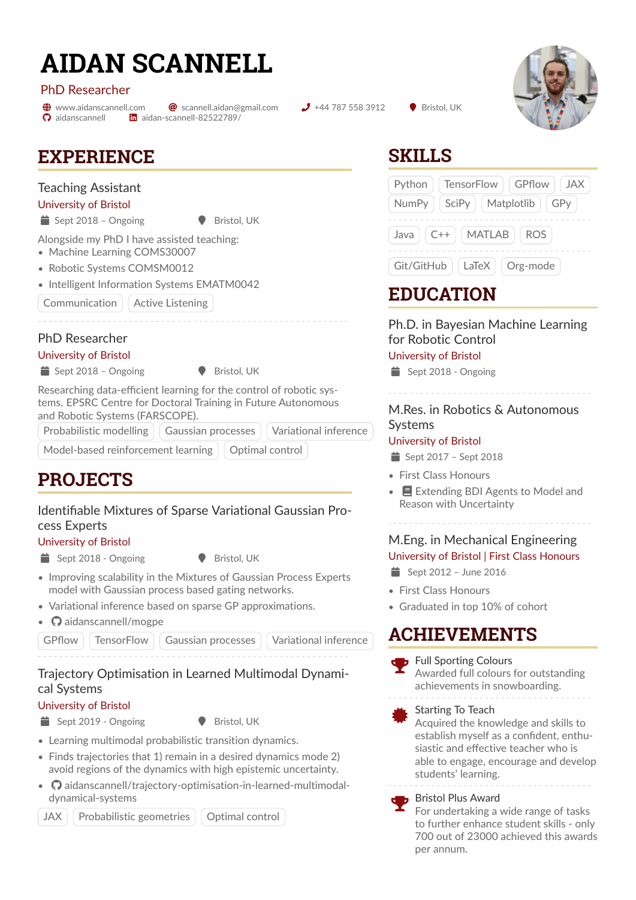# AIDAN SCANNELL

PhD Researcher

www.aidanscannell.com | scannell.aidan@gmail.com | +44 787 558 3912 | Bristol, UK
aidanscannell | aidan-scannell-82522789/

## EXPERIENCE

### Teaching Assistant

University of Bristol

Sept 2018 – Ongoing | Bristol, UK

Alongside my PhD I have assisted teaching:

- Machine Learning COMS30007
- Robotic Systems COMSM0012
- Intelligent Information Systems EMATM0042

Communication | Active Listening

### PhD Researcher

University of Bristol

Sept 2018 – Ongoing | Bristol, UK

Researching data-efficient learning for the control of robotic systems. EPSRC Centre for Doctoral Training in Future Autonomous and Robotic Systems (FARSCOPE).

Probabilistic modelling | Gaussian processes | Variational inference | Model-based reinforcement learning | Optimal control

## PROJECTS

### Identifiable Mixtures of Sparse Variational Gaussian Process Experts

University of Bristol

Sept 2018 – Ongoing | Bristol, UK

- Improving scalability in the Mixtures of Gaussian Process Experts model with Gaussian process based gating networks.
- Variational inference based on sparse GP approximations.
- aidanscannell/mogpe

GPflow | TensorFlow | Gaussian processes | Variational inference

### Trajectory Optimisation in Learned Multimodal Dynamical Systems

University of Bristol

Sept 2019 - Ongoing | Bristol, UK

- Learning multimodal probabilistic transition dynamics.
- Finds trajectories that 1) remain in a desired dynamics mode 2) avoid regions of the dynamics with high epistemic uncertainty.
- aidanscannell/trajectory-optimisation-in-learned-multimodal-dynamical-systems

JAX | Probabilistic geometries | Optimal control

## SKILLS

Python | TensorFlow | GPflow | JAX | NumPy | SciPy | Matplotlib | GPy

Java | C++ | MATLAB | ROS

Git/GitHub | LaTeX | Org-mode

## EDUCATION

### Ph.D. in Bayesian Machine Learning for Robotic Control

University of Bristol

Sept 2018 - Ongoing

### M.Res. in Robotics & Autonomous Systems

University of Bristol

Sept 2017 – Sept 2018

- First Class Honours
- Extending BDI Agents to Model and Reason with Uncertainty

### M.Eng. in Mechanical Engineering

University of Bristol | First Class Honours

Sept 2012 – June 2016

- First Class Honours
- Graduated in top 10% of cohort

## ACHIEVEMENTS

**Full Sporting Colours**
Awarded full colours for outstanding achievements in snowboarding.

**Starting To Teach**
Acquired the knowledge and skills to establish myself as a confident, enthusiastic and effective teacher who is able to engage, encourage and develop students' learning.

**Bristol Plus Award**
For undertaking a wide range of tasks to further enhance student skills - only 700 out of 23000 achieved this awards per annum.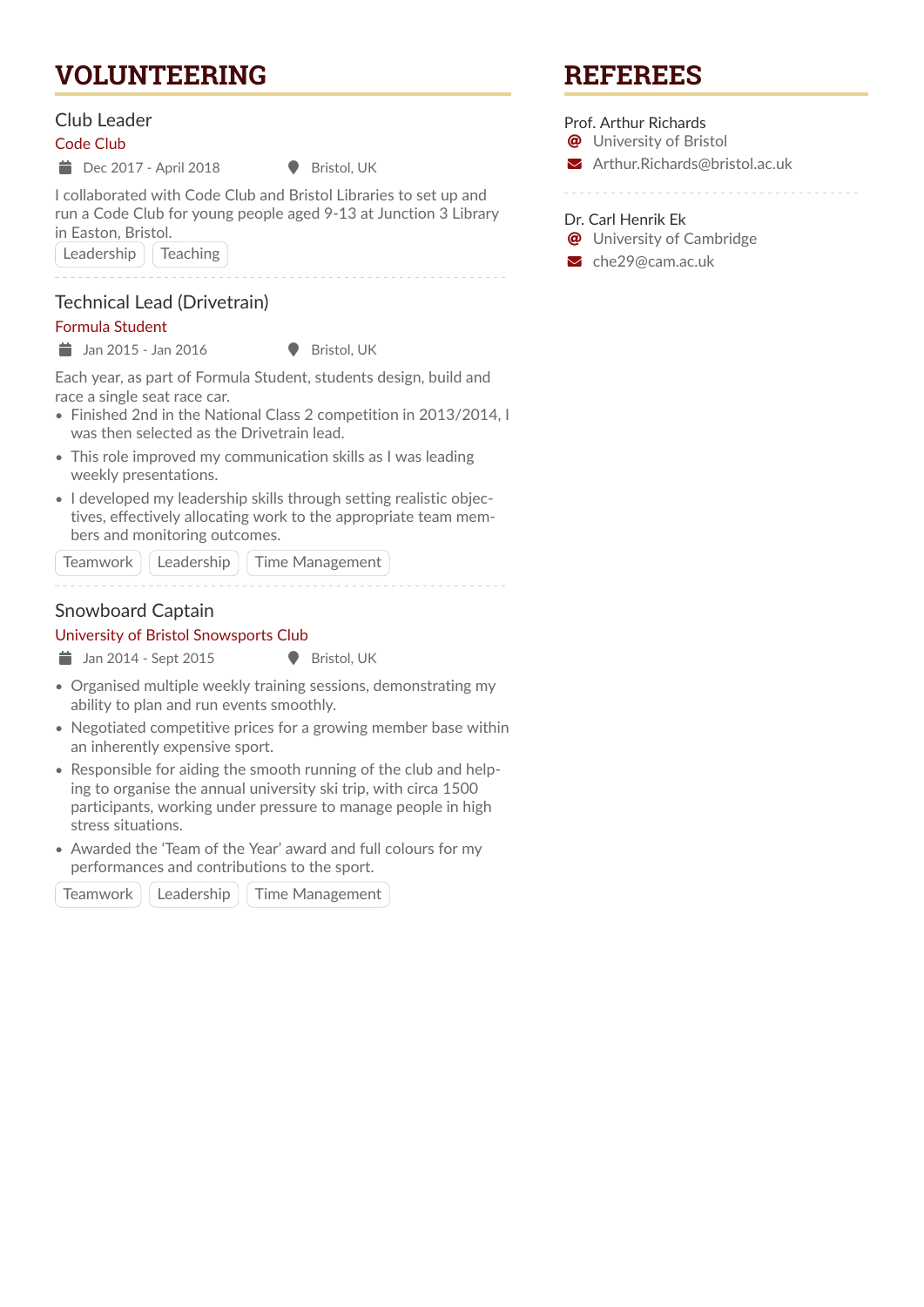## VOLUNTEERING

### Club Leader

Code Club

Dec 2017 - April 2018 | Bristol, UK

I collaborated with Code Club and Bristol Libraries to set up and run a Code Club for young people aged 9-13 at Junction 3 Library in Easton, Bristol.

Leadership | Teaching

---

### Technical Lead (Drivetrain)

Formula Student

Jan 2015 - Jan 2016 | Bristol, UK

Each year, as part of Formula Student, students design, build and race a single seat race car.

- Finished 2nd in the National Class 2 competition in 2013/2014, I was then selected as the Drivetrain lead.
- This role improved my communication skills as I was leading weekly presentations.
- I developed my leadership skills through setting realistic objectives, effectively allocating work to the appropriate team members and monitoring outcomes.

Teamwork | Leadership | Time Management

---

### Snowboard Captain

University of Bristol Snowsports Club

Jan 2014 - Sept 2015 | Bristol, UK

- Organised multiple weekly training sessions, demonstrating my ability to plan and run events smoothly.
- Negotiated competitive prices for a growing member base within an inherently expensive sport.
- Responsible for aiding the smooth running of the club and helping to organise the annual university ski trip, with circa 1500 participants, working under pressure to manage people in high stress situations.
- Awarded the 'Team of the Year' award and full colours for my performances and contributions to the sport.

Teamwork | Leadership | Time Management

## REFEREES

Prof. Arthur Richards
- University of Bristol
- Arthur.Richards@bristol.ac.uk

---

Dr. Carl Henrik Ek
- University of Cambridge
- che29@cam.ac.uk